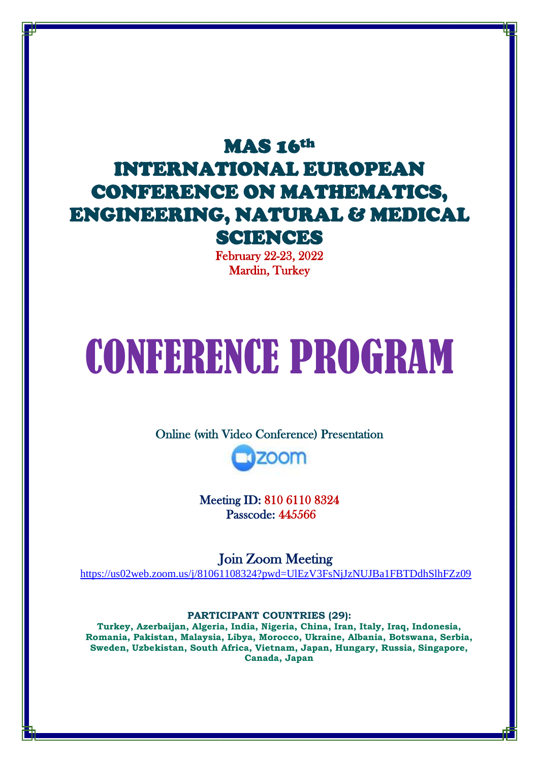# MAS 16th INTERNATIONAL EUROPEAN CONFERENCE ON MATHEMATICS, ENGINEERING, NATURAL & MEDICAL SCIENCES

February 22-23, 2022
Mardin, Turkey

# CONFERENCE PROGRAM

Online (with Video Conference) Presentation

zoom

Meeting ID: 810 6110 8324
Passcode: 445566

Join Zoom Meeting
https://us02web.zoom.us/j/81061108324?pwd=UlEzV3FsNjJzNUJBa1FBTDdhSlhFZz09

**PARTICIPANT COUNTRIES (29):**
**Turkey, Azerbaijan, Algeria, India, Nigeria, China, Iran, Italy, Iraq, Indonesia, Romania, Pakistan, Malaysia, Libya, Morocco, Ukraine, Albania, Botswana, Serbia, Sweden, Uzbekistan, South Africa, Vietnam, Japan, Hungary, Russia, Singapore, Canada, Japan**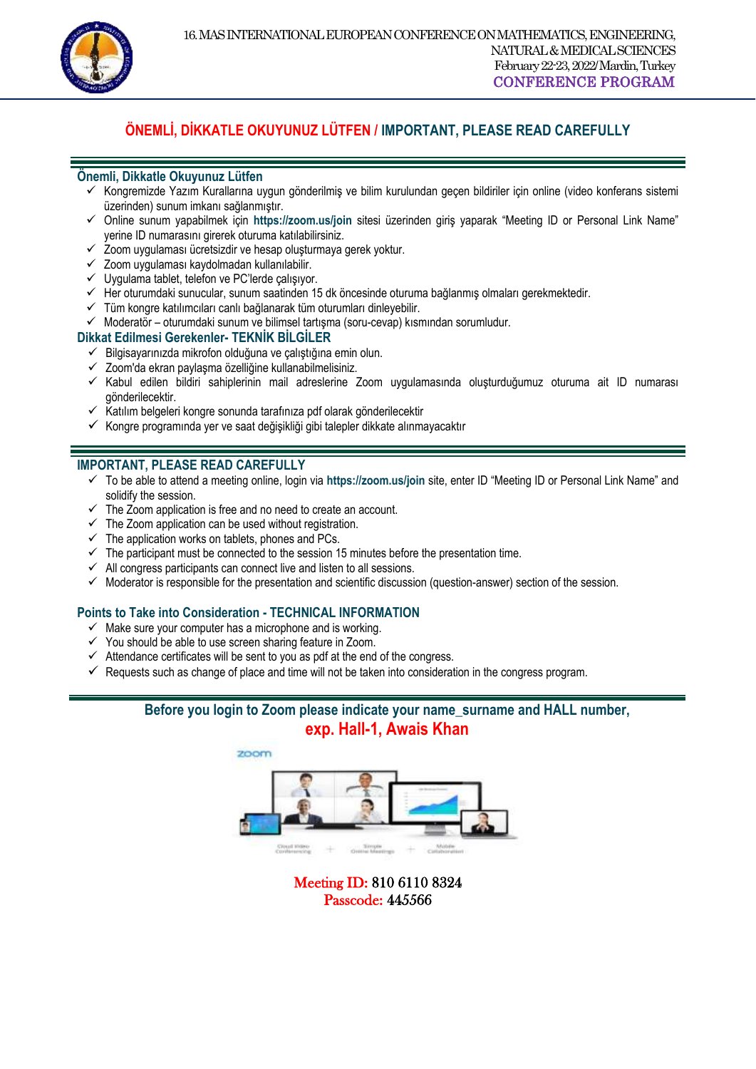## ÖNEMLİ, DİKKATLE OKUYUNUZ LÜTFEN / IMPORTANT, PLEASE READ CAREFULLY

### Önemli, Dikkatle Okuyunuz Lütfen

- ✓ Kongremizde Yazım Kurallarına uygun gönderilmiş ve bilim kurulundan geçen bildiriler için online (video konferans sistemi üzerinden) sunum imkanı sağlanmıştır.
- ✓ Online sunum yapabilmek için **https://zoom.us/join** sitesi üzerinden giriş yaparak "Meeting ID or Personal Link Name" yerine ID numarasını girerek oturuma katılabilirsiniz.
- ✓ Zoom uygulaması ücretsizdir ve hesap oluşturmaya gerek yoktur.
- ✓ Zoom uygulaması kaydolmadan kullanılabilir.
- ✓ Uygulama tablet, telefon ve PC'lerde çalışıyor.
- ✓ Her oturumdaki sunucular, sunum saatinden 15 dk öncesinde oturuma bağlanmış olmaları gerekmektedir.
- ✓ Tüm kongre katılımcıları canlı bağlanarak tüm oturumları dinleyebilir.
- ✓ Moderatör – oturumdaki sunum ve bilimsel tartışma (soru-cevap) kısmından sorumludur.

### Dikkat Edilmesi Gerekenler- TEKNİK BİLGİLER

- ✓ Bilgisayarınızda mikrofon olduğuna ve çalıştığına emin olun.
- ✓ Zoom'da ekran paylaşma özelliğine kullanabilmelisiniz.
- ✓ Kabul edilen bildiri sahiplerinin mail adreslerine Zoom uygulamasında oluşturduğumuz oturuma ait ID numarası gönderilecektir.
- ✓ Katılım belgeleri kongre sonunda tarafınıza pdf olarak gönderilecektir
- ✓ Kongre programında yer ve saat değişikliği gibi talepler dikkate alınmayacaktır

### IMPORTANT, PLEASE READ CAREFULLY

- ✓ To be able to attend a meeting online, login via **https://zoom.us/join** site, enter ID "Meeting ID or Personal Link Name" and solidify the session.
- ✓ The Zoom application is free and no need to create an account.
- ✓ The Zoom application can be used without registration.
- ✓ The application works on tablets, phones and PCs.
- ✓ The participant must be connected to the session 15 minutes before the presentation time.
- ✓ All congress participants can connect live and listen to all sessions.
- ✓ Moderator is responsible for the presentation and scientific discussion (question-answer) section of the session.

### Points to Take into Consideration - TECHNICAL INFORMATION

- ✓ Make sure your computer has a microphone and is working.
- ✓ You should be able to use screen sharing feature in Zoom.
- ✓ Attendance certificates will be sent to you as pdf at the end of the congress.
- ✓ Requests such as change of place and time will not be taken into consideration in the congress program.

**Before you login to Zoom please indicate your name_surname and HALL number,**
**exp. Hall-1, Awais Khan**

zoom

Cloud Video Conferencing + Simple Online Meetings + Mobile Collaboration

**Meeting ID:** 810 6110 8324
**Passcode:** 445566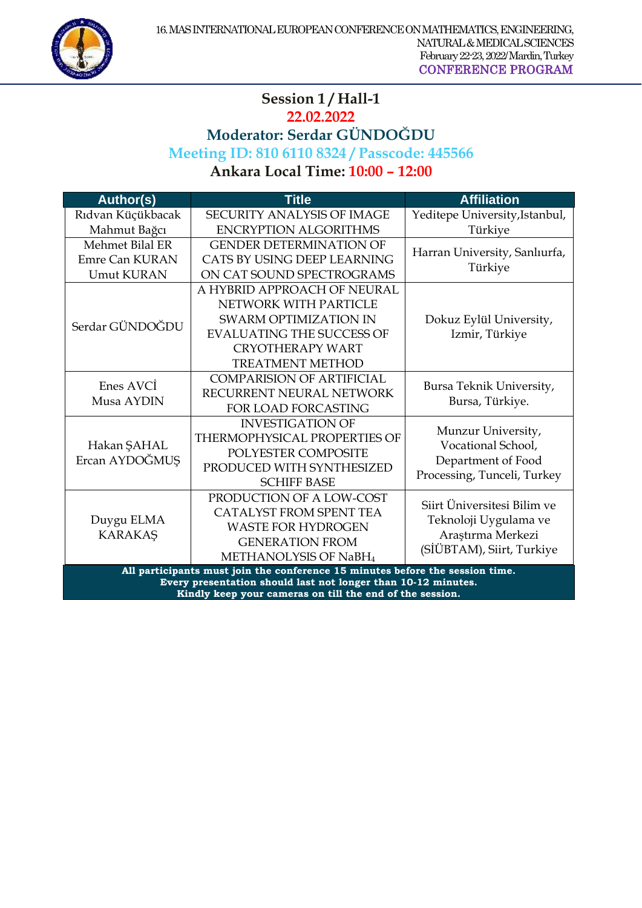## Session 1 / Hall-1

**22.02.2022**

**Moderator: Serdar GÜNDOĞDU**

**Meeting ID: 810 6110 8324 / Passcode: 445566**

**Ankara Local Time: 10:00 – 12:00**

| Author(s) | Title | Affiliation |
|---|---|---|
| Rıdvan Küçükbacak<br>Mahmut Bağcı | SECURITY ANALYSIS OF IMAGE ENCRYPTION ALGORITHMS | Yeditepe University,Istanbul, Türkiye |
| Mehmet Bilal ER<br>Emre Can KURAN<br>Umut KURAN | GENDER DETERMINATION OF CATS BY USING DEEP LEARNING ON CAT SOUND SPECTROGRAMS | Harran University, Sanlıurfa, Türkiye |
| Serdar GÜNDOĞDU | A HYBRID APPROACH OF NEURAL NETWORK WITH PARTICLE SWARM OPTIMIZATION IN EVALUATING THE SUCCESS OF CRYOTHERAPY WART TREATMENT METHOD | Dokuz Eylül University, Izmir, Türkiye |
| Enes AVCİ<br>Musa AYDIN | COMPARISION OF ARTIFICIAL RECURRENT NEURAL NETWORK FOR LOAD FORCASTING | Bursa Teknik University, Bursa, Türkiye. |
| Hakan ŞAHAL<br>Ercan AYDOĞMUŞ | INVESTIGATION OF THERMOPHYSICAL PROPERTIES OF POLYESTER COMPOSITE PRODUCED WITH SYNTHESIZED SCHIFF BASE | Munzur University, Vocational School, Department of Food Processing, Tunceli, Turkey |
| Duygu ELMA KARAKAŞ | PRODUCTION OF A LOW-COST CATALYST FROM SPENT TEA WASTE FOR HYDROGEN GENERATION FROM METHANOLYSIS OF $NaBH_4$ | Siirt Üniversitesi Bilim ve Teknoloji Uygulama ve Araştırma Merkezi (SİÜBTAM), Siirt, Turkiye |

**All participants must join the conference 15 minutes before the session time.**
**Every presentation should last not longer than 10-12 minutes.**
**Kindly keep your cameras on till the end of the session.**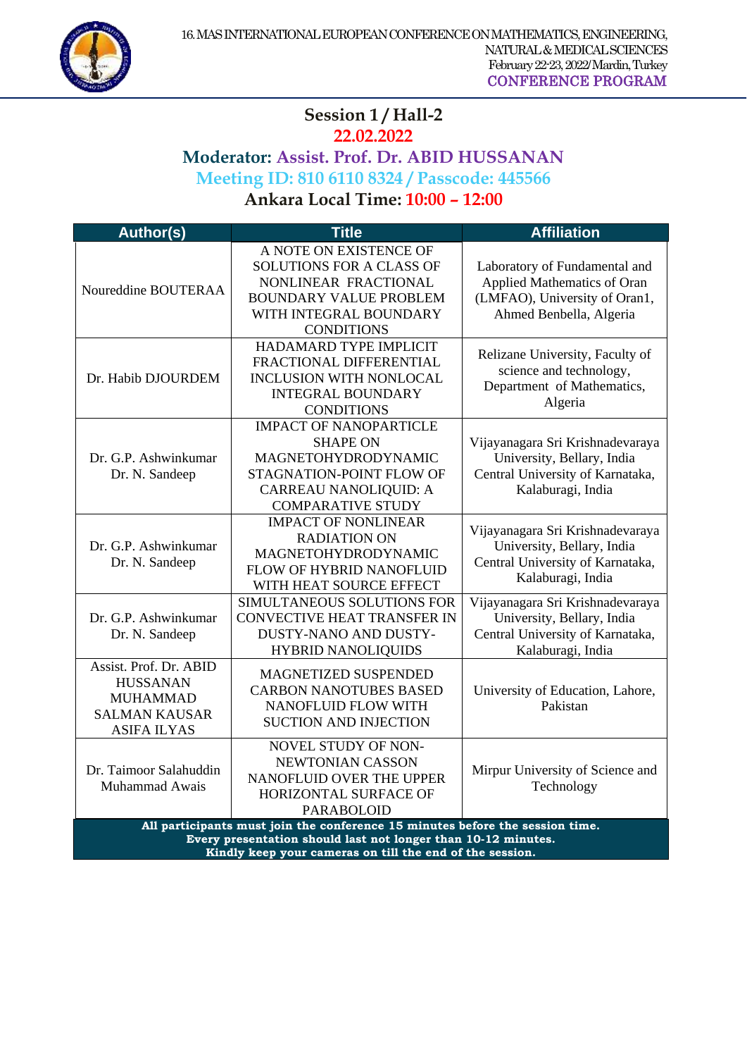## Session 1 / Hall-2

**22.02.2022**

**Moderator: Assist. Prof. Dr. ABID HUSSANAN**

**Meeting ID: 810 6110 8324 / Passcode: 445566**

**Ankara Local Time: 10:00 – 12:00**

| Author(s) | Title | Affiliation |
|---|---|---|
| Noureddine BOUTERAA | A NOTE ON EXISTENCE OF SOLUTIONS FOR A CLASS OF NONLINEAR FRACTIONAL BOUNDARY VALUE PROBLEM WITH INTEGRAL BOUNDARY CONDITIONS | Laboratory of Fundamental and Applied Mathematics of Oran (LMFAO), University of Oran1, Ahmed Benbella, Algeria |
| Dr. Habib DJOURDEM | HADAMARD TYPE IMPLICIT FRACTIONAL DIFFERENTIAL INCLUSION WITH NONLOCAL INTEGRAL BOUNDARY CONDITIONS | Relizane University, Faculty of science and technology, Department of Mathematics, Algeria |
| Dr. G.P. Ashwinkumar<br>Dr. N. Sandeep | IMPACT OF NANOPARTICLE SHAPE ON MAGNETOHYDRODYNAMIC STAGNATION-POINT FLOW OF CARREAU NANOLIQUID: A COMPARATIVE STUDY | Vijayanagara Sri Krishnadevaraya University, Bellary, India<br>Central University of Karnataka, Kalaburagi, India |
| Dr. G.P. Ashwinkumar<br>Dr. N. Sandeep | IMPACT OF NONLINEAR RADIATION ON MAGNETOHYDRODYNAMIC FLOW OF HYBRID NANOFLUID WITH HEAT SOURCE EFFECT | Vijayanagara Sri Krishnadevaraya University, Bellary, India<br>Central University of Karnataka, Kalaburagi, India |
| Dr. G.P. Ashwinkumar<br>Dr. N. Sandeep | SIMULTANEOUS SOLUTIONS FOR CONVECTIVE HEAT TRANSFER IN DUSTY-NANO AND DUSTY-HYBRID NANOLIQUIDS | Vijayanagara Sri Krishnadevaraya University, Bellary, India<br>Central University of Karnataka, Kalaburagi, India |
| Assist. Prof. Dr. ABID HUSSANAN<br>MUHAMMAD SALMAN KAUSAR<br>ASIFA ILYAS | MAGNETIZED SUSPENDED CARBON NANOTUBES BASED NANOFLUID FLOW WITH SUCTION AND INJECTION | University of Education, Lahore, Pakistan |
| Dr. Taimoor Salahuddin<br>Muhammad Awais | NOVEL STUDY OF NON-NEWTONIAN CASSON NANOFLUID OVER THE UPPER HORIZONTAL SURFACE OF PARABOLOID | Mirpur University of Science and Technology |

**All participants must join the conference 15 minutes before the session time.**
**Every presentation should last not longer than 10-12 minutes.**
**Kindly keep your cameras on till the end of the session.**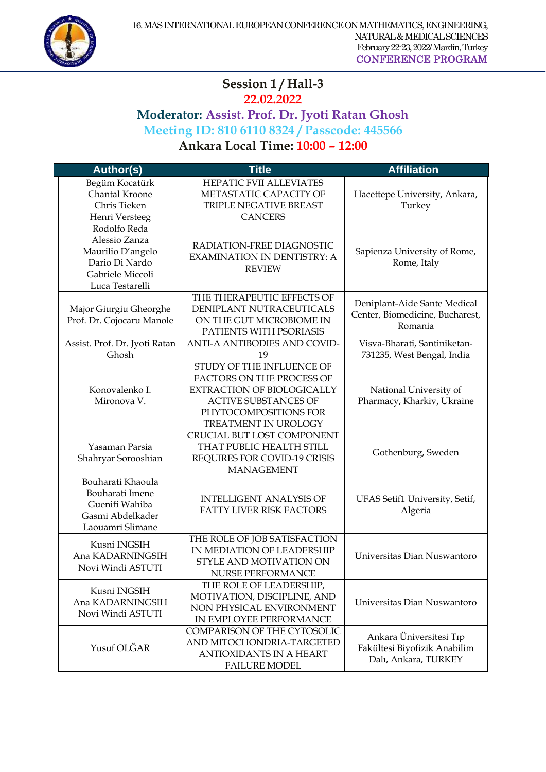## Session 1 / Hall-3

**22.02.2022**

**Moderator: Assist. Prof. Dr. Jyoti Ratan Ghosh**

**Meeting ID: 810 6110 8324 / Passcode: 445566**

**Ankara Local Time: 10:00 – 12:00**

| Author(s) | Title | Affiliation |
|---|---|---|
| Begüm Kocatürk<br>Chantal Kroone<br>Chris Tieken<br>Henri Versteeg | HEPATIC FVII ALLEVIATES METASTATIC CAPACITY OF TRIPLE NEGATIVE BREAST CANCERS | Hacettepe University, Ankara, Turkey |
| Rodolfo Reda<br>Alessio Zanza<br>Maurilio D'angelo<br>Dario Di Nardo<br>Gabriele Miccoli<br>Luca Testarelli | RADIATION-FREE DIAGNOSTIC EXAMINATION IN DENTISTRY: A REVIEW | Sapienza University of Rome, Rome, Italy |
| Major Giurgiu Gheorghe<br>Prof. Dr. Cojocaru Manole | THE THERAPEUTIC EFFECTS OF DENIPLANT NUTRACEUTICALS ON THE GUT MICROBIOME IN PATIENTS WITH PSORIASIS | Deniplant-Aide Sante Medical Center, Biomedicine, Bucharest, Romania |
| Assist. Prof. Dr. Jyoti Ratan Ghosh | ANTI-A ANTIBODIES AND COVID-19 | Visva-Bharati, Santiniketan-731235, West Bengal, India |
| Konovalenko I.<br>Mironova V. | STUDY OF THE INFLUENCE OF FACTORS ON THE PROCESS OF EXTRACTION OF BIOLOGICALLY ACTIVE SUBSTANCES OF PHYTOCOMPOSITIONS FOR TREATMENT IN UROLOGY | National University of Pharmacy, Kharkiv, Ukraine |
| Yasaman Parsia<br>Shahryar Sorooshian | CRUCIAL BUT LOST COMPONENT THAT PUBLIC HEALTH STILL REQUIRES FOR COVID-19 CRISIS MANAGEMENT | Gothenburg, Sweden |
| Bouharati Khaoula<br>Bouharati Imene<br>Guenifi Wahiba<br>Gasmi Abdelkader<br>Laouamri Slimane | INTELLIGENT ANALYSIS OF FATTY LIVER RISK FACTORS | UFAS Setif1 University, Setif, Algeria |
| Kusni INGSIH<br>Ana KADARNINGSIH<br>Novi Windi ASTUTI | THE ROLE OF JOB SATISFACTION IN MEDIATION OF LEADERSHIP STYLE AND MOTIVATION ON NURSE PERFORMANCE | Universitas Dian Nuswantoro |
| Kusni INGSIH<br>Ana KADARNINGSIH<br>Novi Windi ASTUTI | THE ROLE OF LEADERSHIP, MOTIVATION, DISCIPLINE, AND NON PHYSICAL ENVIRONMENT IN EMPLOYEE PERFORMANCE | Universitas Dian Nuswantoro |
| Yusuf OLĞAR | COMPARISON OF THE CYTOSOLIC AND MITOCHONDRIA-TARGETED ANTIOXIDANTS IN A HEART FAILURE MODEL | Ankara Üniversitesi Tıp Fakültesi Biyofizik Anabilim Dalı, Ankara, TURKEY |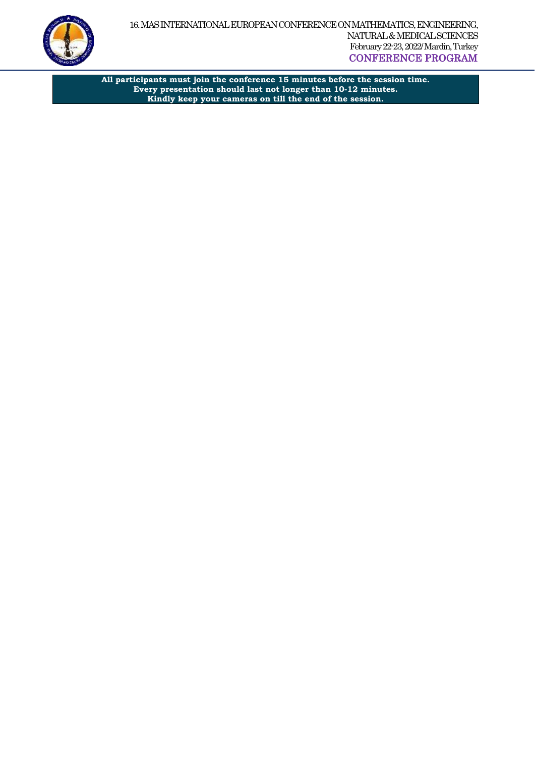**All participants must join the conference 15 minutes before the session time.**
**Every presentation should last not longer than 10-12 minutes.**
**Kindly keep your cameras on till the end of the session.**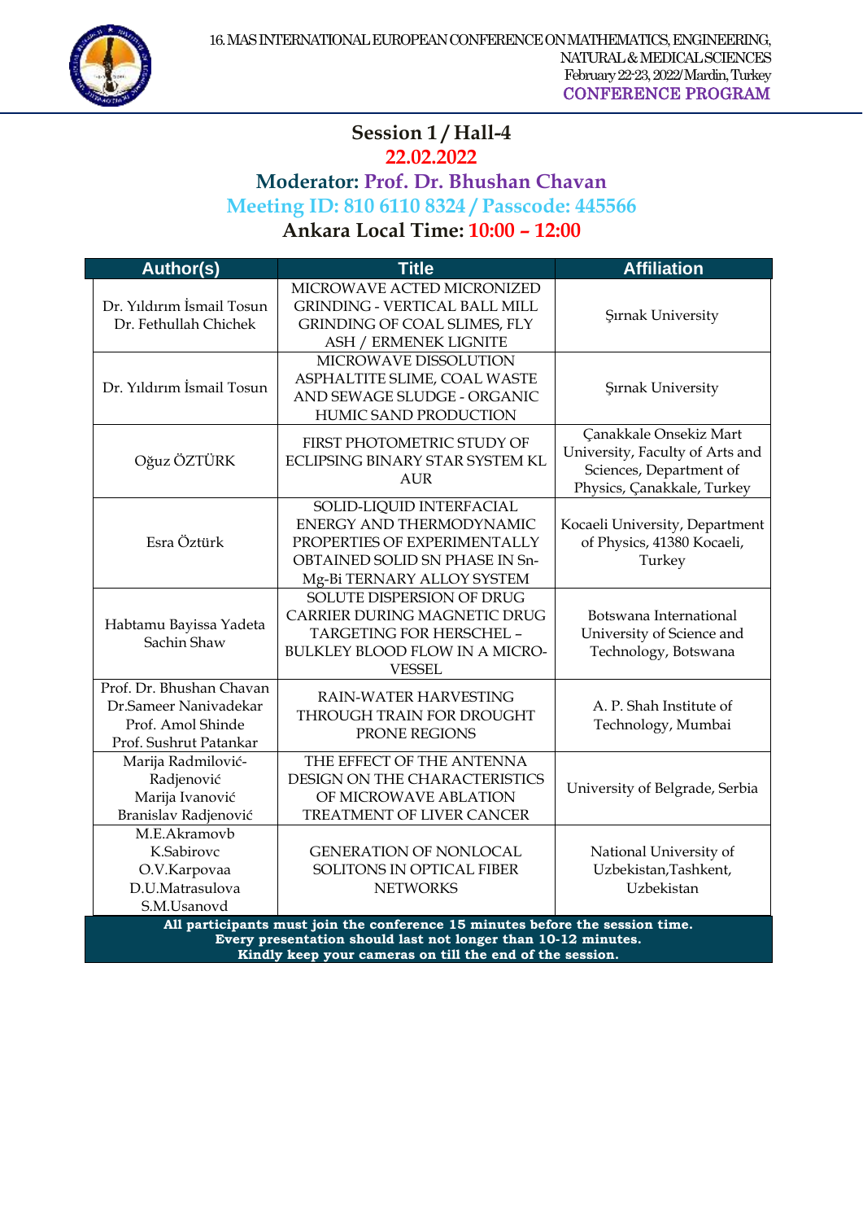## Session 1 / Hall-4

**22.02.2022**

**Moderator: Prof. Dr. Bhushan Chavan**

**Meeting ID: 810 6110 8324 / Passcode: 445566**

**Ankara Local Time: 10:00 – 12:00**

| Author(s) | Title | Affiliation |
|---|---|---|
| Dr. Yıldırım İsmail Tosun<br>Dr. Fethullah Chichek | MICROWAVE ACTED MICRONIZED GRINDING - VERTICAL BALL MILL GRINDING OF COAL SLIMES, FLY ASH / ERMENEK LIGNITE | Şırnak University |
| Dr. Yıldırım İsmail Tosun | MICROWAVE DISSOLUTION ASPHALTITE SLIME, COAL WASTE AND SEWAGE SLUDGE - ORGANIC HUMIC SAND PRODUCTION | Şırnak University |
| Oğuz ÖZTÜRK | FIRST PHOTOMETRIC STUDY OF ECLIPSING BINARY STAR SYSTEM KL AUR | Çanakkale Onsekiz Mart University, Faculty of Arts and Sciences, Department of Physics, Çanakkale, Turkey |
| Esra Öztürk | SOLID-LIQUID INTERFACIAL ENERGY AND THERMODYNAMIC PROPERTIES OF EXPERIMENTALLY OBTAINED SOLID SN PHASE IN Sn-Mg-Bi TERNARY ALLOY SYSTEM | Kocaeli University, Department of Physics, 41380 Kocaeli, Turkey |
| Habtamu Bayissa Yadeta<br>Sachin Shaw | SOLUTE DISPERSION OF DRUG CARRIER DURING MAGNETIC DRUG TARGETING FOR HERSCHEL – BULKLEY BLOOD FLOW IN A MICRO-VESSEL | Botswana International University of Science and Technology, Botswana |
| Prof. Dr. Bhushan Chavan<br>Dr.Sameer Nanivadekar<br>Prof. Amol Shinde<br>Prof. Sushrut Patankar | RAIN-WATER HARVESTING THROUGH TRAIN FOR DROUGHT PRONE REGIONS | A. P. Shah Institute of Technology, Mumbai |
| Marija Radmilović-Radjenović<br>Marija Ivanović<br>Branislav Radjenović | THE EFFECT OF THE ANTENNA DESIGN ON THE CHARACTERISTICS OF MICROWAVE ABLATION TREATMENT OF LIVER CANCER | University of Belgrade, Serbia |
| M.E.Akramovb<br>K.Sabirovc<br>O.V.Karpovaa<br>D.U.Matrasulova<br>S.M.Usanovd | GENERATION OF NONLOCAL SOLITONS IN OPTICAL FIBER NETWORKS | National University of Uzbekistan,Tashkent, Uzbekistan |

**All participants must join the conference 15 minutes before the session time.**
**Every presentation should last not longer than 10-12 minutes.**
**Kindly keep your cameras on till the end of the session.**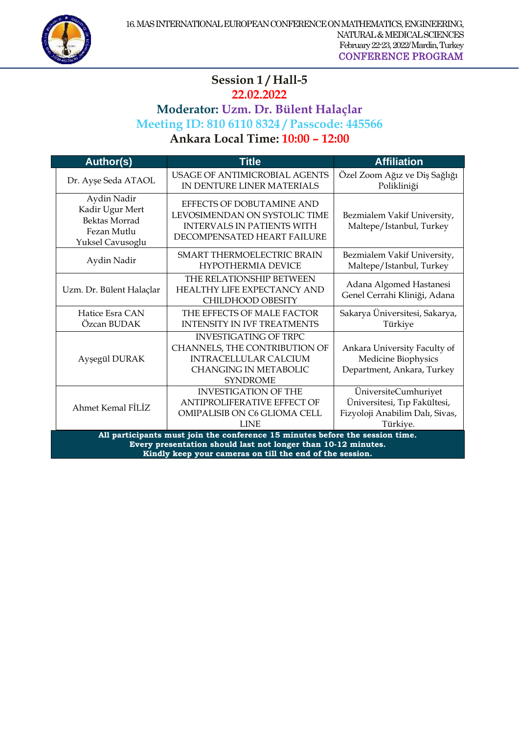## Session 1 / Hall-5

**22.02.2022**

**Moderator: Uzm. Dr. Bülent Halaçlar**

**Meeting ID: 810 6110 8324 / Passcode: 445566**

**Ankara Local Time: 10:00 – 12:00**

| Author(s) | Title | Affiliation |
|---|---|---|
| Dr. Ayşe Seda ATAOL | USAGE OF ANTIMICROBIAL AGENTS IN DENTURE LINER MATERIALS | Özel Zoom Ağız ve Diş Sağlığı Polikliniği |
| Aydin Nadir<br>Kadir Ugur Mert<br>Bektas Morrad<br>Fezan Mutlu<br>Yuksel Cavusoglu | EFFECTS OF DOBUTAMINE AND LEVOSIMENDAN ON SYSTOLIC TIME INTERVALS IN PATIENTS WITH DECOMPENSATED HEART FAILURE | Bezmialem Vakif University, Maltepe/Istanbul, Turkey |
| Aydin Nadir | SMART THERMOELECTRIC BRAIN HYPOTHERMIA DEVICE | Bezmialem Vakif University, Maltepe/Istanbul, Turkey |
| Uzm. Dr. Bülent Halaçlar | THE RELATIONSHIP BETWEEN HEALTHY LIFE EXPECTANCY AND CHILDHOOD OBESITY | Adana Algomed Hastanesi Genel Cerrahi Kliniği, Adana |
| Hatice Esra CAN<br>Özcan BUDAK | THE EFFECTS OF MALE FACTOR INTENSITY IN IVF TREATMENTS | Sakarya Üniversitesi, Sakarya, Türkiye |
| Ayşegül DURAK | INVESTIGATING OF TRPC CHANNELS, THE CONTRIBUTION OF INTRACELLULAR CALCIUM CHANGING IN METABOLIC SYNDROME | Ankara University Faculty of Medicine Biophysics Department, Ankara, Turkey |
| Ahmet Kemal FİLİZ | INVESTIGATION OF THE ANTIPROLIFERATIVE EFFECT OF OMIPALISIB ON C6 GLIOMA CELL LINE | ÜniversiteCumhuriyet Üniversitesi, Tıp Fakültesi, Fizyoloji Anabilim Dalı, Sivas, Türkiye. |

**All participants must join the conference 15 minutes before the session time.**
**Every presentation should last not longer than 10-12 minutes.**
**Kindly keep your cameras on till the end of the session.**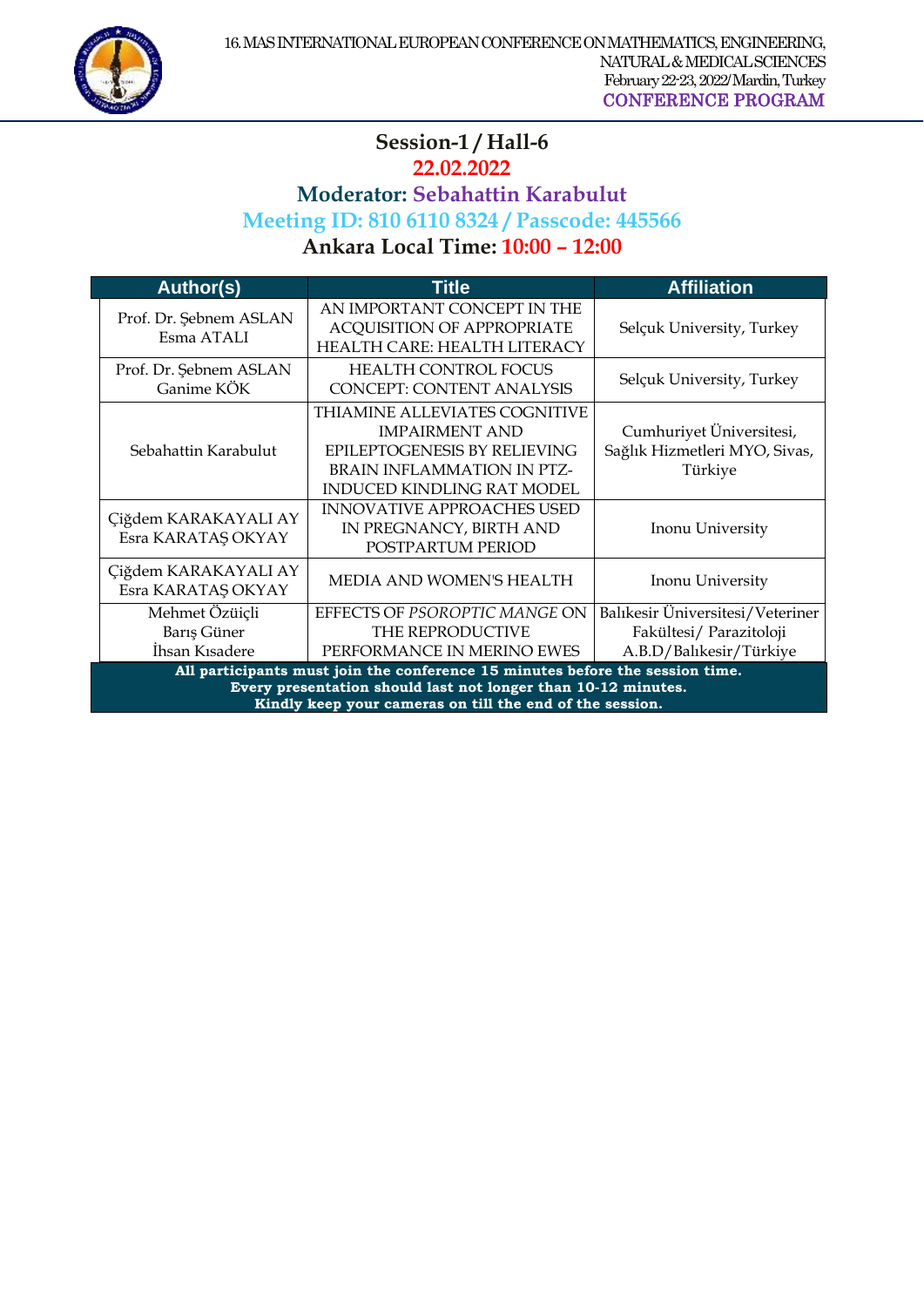## Session-1 / Hall-6

**22.02.2022**

**Moderator: Sebahattin Karabulut**

**Meeting ID: 810 6110 8324 / Passcode: 445566**

**Ankara Local Time: 10:00 – 12:00**

| Author(s) | Title | Affiliation |
|---|---|---|
| Prof. Dr. Şebnem ASLAN<br>Esma ATALI | AN IMPORTANT CONCEPT IN THE ACQUISITION OF APPROPRIATE HEALTH CARE: HEALTH LITERACY | Selçuk University, Turkey |
| Prof. Dr. Şebnem ASLAN<br>Ganime KÖK | HEALTH CONTROL FOCUS CONCEPT: CONTENT ANALYSIS | Selçuk University, Turkey |
| Sebahattin Karabulut | THIAMINE ALLEVIATES COGNITIVE IMPAIRMENT AND EPILEPTOGENESIS BY RELIEVING BRAIN INFLAMMATION IN PTZ-INDUCED KINDLING RAT MODEL | Cumhuriyet Üniversitesi, Sağlık Hizmetleri MYO, Sivas, Türkiye |
| Çiğdem KARAKAYALI AY<br>Esra KARATAŞ OKYAY | INNOVATIVE APPROACHES USED IN PREGNANCY, BIRTH AND POSTPARTUM PERIOD | Inonu University |
| Çiğdem KARAKAYALI AY<br>Esra KARATAŞ OKYAY | MEDIA AND WOMEN'S HEALTH | Inonu University |
| Mehmet Özüiçli<br>Barış Güner<br>İhsan Kısadere | EFFECTS OF *PSOROPTIC MANGE* ON THE REPRODUCTIVE PERFORMANCE IN MERINO EWES | Balıkesir Üniversitesi/Veteriner Fakültesi/ Parazitoloji A.B.D/Balıkesir/Türkiye |

**All participants must join the conference 15 minutes before the session time.**
**Every presentation should last not longer than 10-12 minutes.**
**Kindly keep your cameras on till the end of the session.**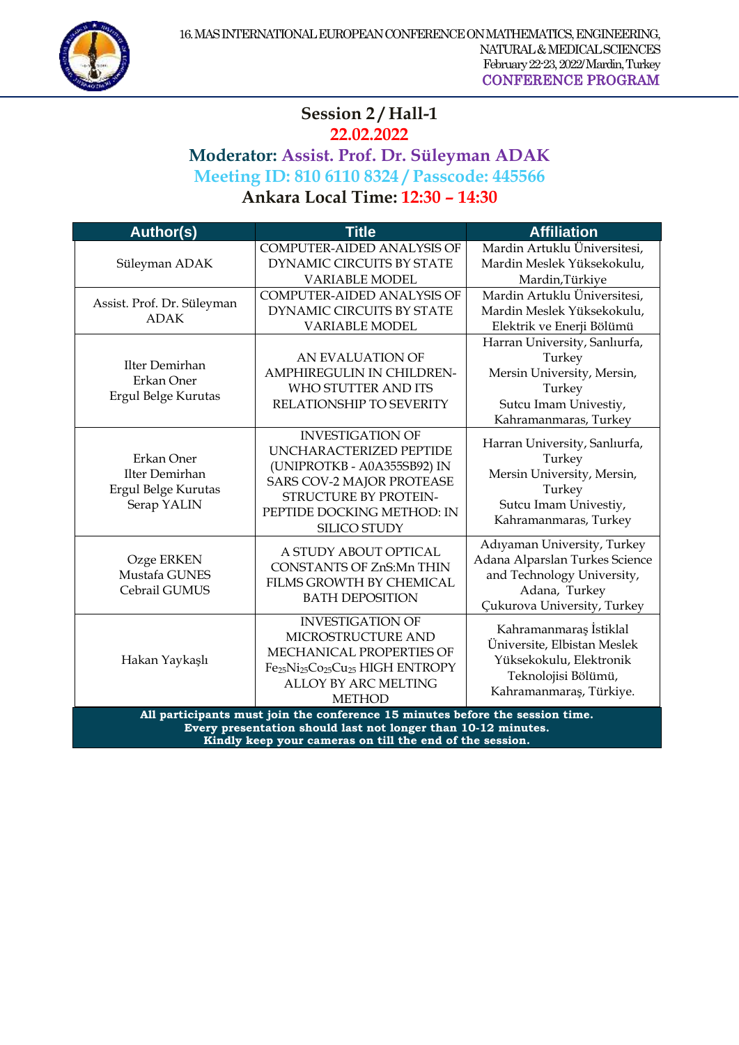## Session 2 / Hall-1

**22.02.2022**

**Moderator: Assist. Prof. Dr. Süleyman ADAK**

**Meeting ID: 810 6110 8324 / Passcode: 445566**

**Ankara Local Time: 12:30 – 14:30**

| Author(s) | Title | Affiliation |
|---|---|---|
| Süleyman ADAK | COMPUTER-AIDED ANALYSIS OF DYNAMIC CIRCUITS BY STATE VARIABLE MODEL | Mardin Artuklu Üniversitesi, Mardin Meslek Yüksekokulu, Mardin,Türkiye |
| Assist. Prof. Dr. Süleyman ADAK | COMPUTER-AIDED ANALYSIS OF DYNAMIC CIRCUITS BY STATE VARIABLE MODEL | Mardin Artuklu Üniversitesi, Mardin Meslek Yüksekokulu, Elektrik ve Enerji Bölümü |
| Ilter Demirhan<br>Erkan Oner<br>Ergul Belge Kurutas | AN EVALUATION OF AMPHIREGULIN IN CHILDREN-WHO STUTTER AND ITS RELATIONSHIP TO SEVERITY | Harran University, Sanlıurfa, Turkey<br>Mersin University, Mersin, Turkey<br>Sutcu Imam Univestiy, Kahramanmaras, Turkey |
| Erkan Oner<br>Ilter Demirhan<br>Ergul Belge Kurutas<br>Serap YALIN | INVESTIGATION OF UNCHARACTERIZED PEPTIDE (UNIPROTKB - A0A355SB92) IN SARS COV-2 MAJOR PROTEASE STRUCTURE BY PROTEIN-PEPTIDE DOCKING METHOD: IN SILICO STUDY | Harran University, Sanlıurfa, Turkey<br>Mersin University, Mersin, Turkey<br>Sutcu Imam Univestiy, Kahramanmaras, Turkey |
| Ozge ERKEN<br>Mustafa GUNES<br>Cebrail GUMUS | A STUDY ABOUT OPTICAL CONSTANTS OF ZnS:Mn THIN FILMS GROWTH BY CHEMICAL BATH DEPOSITION | Adıyaman University, Turkey<br>Adana Alparslan Turkes Science and Technology University, Adana, Turkey<br>Çukurova University, Turkey |
| Hakan Yaykaşlı | INVESTIGATION OF MICROSTRUCTURE AND MECHANICAL PROPERTIES OF $Fe_{25}Ni_{25}Co_{25}Cu_{25}$ HIGH ENTROPY ALLOY BY ARC MELTING METHOD | Kahramanmaraş İstiklal Üniversite, Elbistan Meslek Yüksekokulu, Elektronik Teknolojisi Bölümü, Kahramanmaraş, Türkiye. |

**All participants must join the conference 15 minutes before the session time.**
**Every presentation should last not longer than 10-12 minutes.**
**Kindly keep your cameras on till the end of the session.**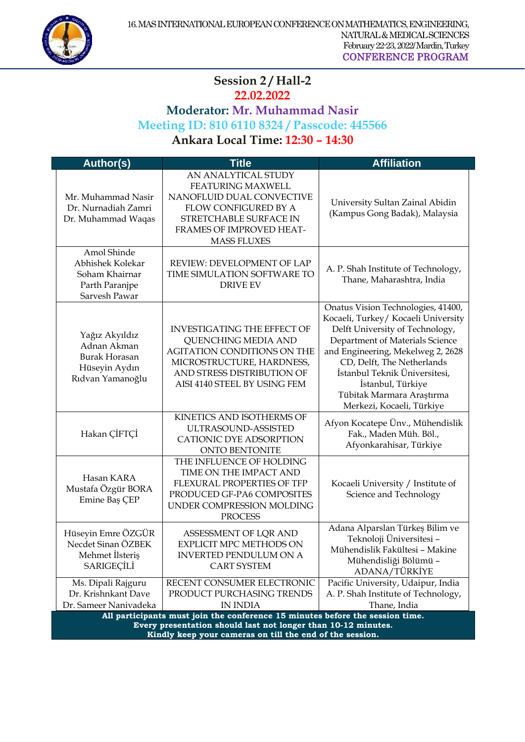## Session 2 / Hall-2

**22.02.2022**

**Moderator: Mr. Muhammad Nasir**

**Meeting ID: 810 6110 8324 / Passcode: 445566**

**Ankara Local Time: 12:30 – 14:30**

| Author(s) | Title | Affiliation |
|---|---|---|
| Mr. Muhammad Nasir<br>Dr. Nurnadiah Zamri<br>Dr. Muhammad Waqas | AN ANALYTICAL STUDY FEATURING MAXWELL NANOFLUID DUAL CONVECTIVE FLOW CONFIGURED BY A STRETCHABLE SURFACE IN FRAMES OF IMPROVED HEAT-MASS FLUXES | University Sultan Zainal Abidin (Kampus Gong Badak), Malaysia |
| Amol Shinde<br>Abhishek Kolekar<br>Soham Khairnar<br>Parth Paranjpe<br>Sarvesh Pawar | REVIEW: DEVELOPMENT OF LAP TIME SIMULATION SOFTWARE TO DRIVE EV | A. P. Shah Institute of Technology, Thane, Maharashtra, India |
| Yağız Akyıldız<br>Adnan Akman<br>Burak Horasan<br>Hüseyin Aydın<br>Rıdvan Yamanoğlu | INVESTIGATING THE EFFECT OF QUENCHING MEDIA AND AGITATION CONDITIONS ON THE MICROSTRUCTURE, HARDNESS, AND STRESS DISTRIBUTION OF AISI 4140 STEEL BY USING FEM | Onatus Vision Technologies, 41400, Kocaeli, Turkey/ Kocaeli University<br>Delft University of Technology, Department of Materials Science and Engineering, Mekelweg 2, 2628 CD, Delft, The Netherlands<br>İstanbul Teknik Üniversitesi, İstanbul, Türkiye<br>Tübitak Marmara Araştırma Merkezi, Kocaeli, Türkiye |
| Hakan ÇİFTÇİ | KINETICS AND ISOTHERMS OF ULTRASOUND-ASSISTED CATIONIC DYE ADSORPTION ONTO BENTONITE | Afyon Kocatepe Ünv., Mühendislik Fak., Maden Müh. Böl., Afyonkarahisar, Türkiye |
| Hasan KARA<br>Mustafa Özgür BORA<br>Emine Baş ÇEP | THE INFLUENCE OF HOLDING TIME ON THE IMPACT AND FLEXURAL PROPERTIES OF TFP PRODUCED GF-PA6 COMPOSITES UNDER COMPRESSION MOLDING PROCESS | Kocaeli University / Institute of Science and Technology |
| Hüseyin Emre ÖZGÜR<br>Necdet Sinan ÖZBEK<br>Mehmet İlsteriş SARIGEÇİLİ | ASSESSMENT OF LQR AND EXPLICIT MPC METHODS ON INVERTED PENDULUM ON A CART SYSTEM | Adana Alparslan Türkeş Bilim ve Teknoloji Üniversitesi – Mühendislik Fakültesi – Makine Mühendisliği Bölümü – ADANA/TÜRKİYE |
| Ms. Dipali Rajguru<br>Dr. Krishnkant Dave<br>Dr. Sameer Nanivadeka | RECENT CONSUMER ELECTRONIC PRODUCT PURCHASING TRENDS IN INDIA | Pacific University, Udaipur, India<br>A. P. Shah Institute of Technology, Thane, India |

**All participants must join the conference 15 minutes before the session time.**
**Every presentation should last not longer than 10-12 minutes.**
**Kindly keep your cameras on till the end of the session.**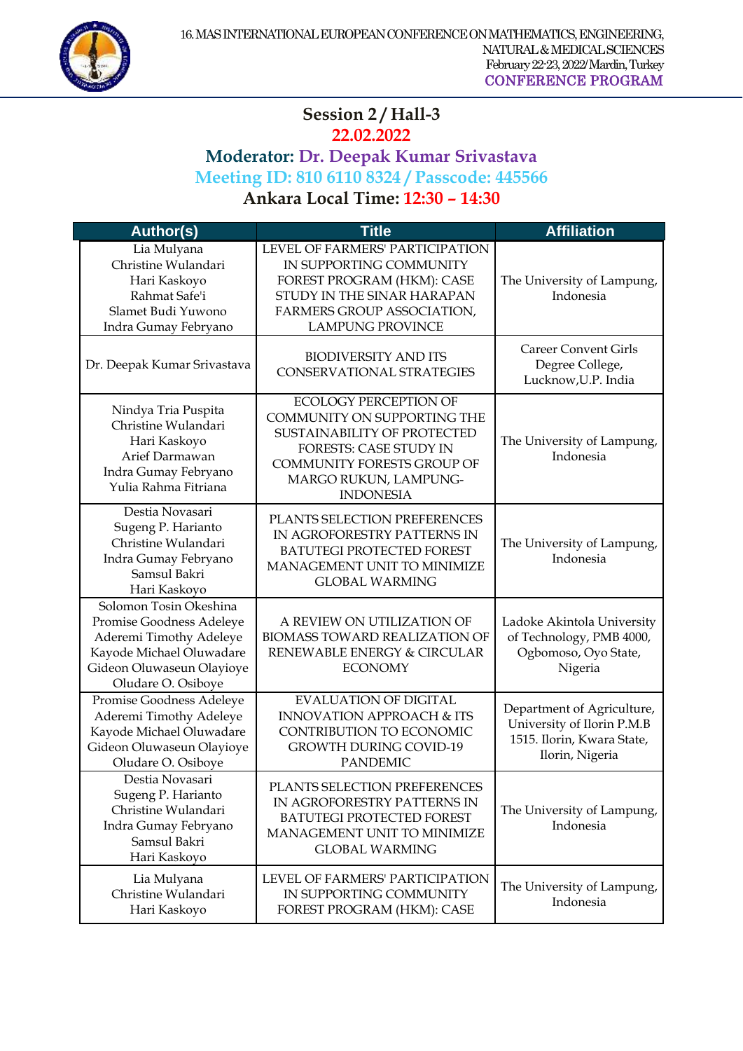## Session 2 / Hall-3

**22.02.2022**

**Moderator: Dr. Deepak Kumar Srivastava**

**Meeting ID: 810 6110 8324 / Passcode: 445566**

**Ankara Local Time: 12:30 – 14:30**

| Author(s) | Title | Affiliation |
|---|---|---|
| Lia Mulyana<br>Christine Wulandari<br>Hari Kaskoyo<br>Rahmat Safe'i<br>Slamet Budi Yuwono<br>Indra Gumay Febryano | LEVEL OF FARMERS' PARTICIPATION IN SUPPORTING COMMUNITY FOREST PROGRAM (HKM): CASE STUDY IN THE SINAR HARAPAN FARMERS GROUP ASSOCIATION, LAMPUNG PROVINCE | The University of Lampung, Indonesia |
| Dr. Deepak Kumar Srivastava | BIODIVERSITY AND ITS CONSERVATIONAL STRATEGIES | Career Convent Girls Degree College, Lucknow,U.P. India |
| Nindya Tria Puspita<br>Christine Wulandari<br>Hari Kaskoyo<br>Arief Darmawan<br>Indra Gumay Febryano<br>Yulia Rahma Fitriana | ECOLOGY PERCEPTION OF COMMUNITY ON SUPPORTING THE SUSTAINABILITY OF PROTECTED FORESTS: CASE STUDY IN COMMUNITY FORESTS GROUP OF MARGO RUKUN, LAMPUNG-INDONESIA | The University of Lampung, Indonesia |
| Destia Novasari<br>Sugeng P. Harianto<br>Christine Wulandari<br>Indra Gumay Febryano<br>Samsul Bakri<br>Hari Kaskoyo | PLANTS SELECTION PREFERENCES IN AGROFORESTRY PATTERNS IN BATUTEGI PROTECTED FOREST MANAGEMENT UNIT TO MINIMIZE GLOBAL WARMING | The University of Lampung, Indonesia |
| Solomon Tosin Okeshina<br>Promise Goodness Adeleye<br>Aderemi Timothy Adeleye<br>Kayode Michael Oluwadare<br>Gideon Oluwaseun Olayioye<br>Oludare O. Osiboye | A REVIEW ON UTILIZATION OF BIOMASS TOWARD REALIZATION OF RENEWABLE ENERGY & CIRCULAR ECONOMY | Ladoke Akintola University of Technology, PMB 4000, Ogbomoso, Oyo State, Nigeria |
| Promise Goodness Adeleye<br>Aderemi Timothy Adeleye<br>Kayode Michael Oluwadare<br>Gideon Oluwaseun Olayioye<br>Oludare O. Osiboye | EVALUATION OF DIGITAL INNOVATION APPROACH & ITS CONTRIBUTION TO ECONOMIC GROWTH DURING COVID-19 PANDEMIC | Department of Agriculture, University of Ilorin P.M.B 1515. Ilorin, Kwara State, Ilorin, Nigeria |
| Destia Novasari<br>Sugeng P. Harianto<br>Christine Wulandari<br>Indra Gumay Febryano<br>Samsul Bakri<br>Hari Kaskoyo | PLANTS SELECTION PREFERENCES IN AGROFORESTRY PATTERNS IN BATUTEGI PROTECTED FOREST MANAGEMENT UNIT TO MINIMIZE GLOBAL WARMING | The University of Lampung, Indonesia |
| Lia Mulyana<br>Christine Wulandari<br>Hari Kaskoyo | LEVEL OF FARMERS' PARTICIPATION IN SUPPORTING COMMUNITY FOREST PROGRAM (HKM): CASE | The University of Lampung, Indonesia |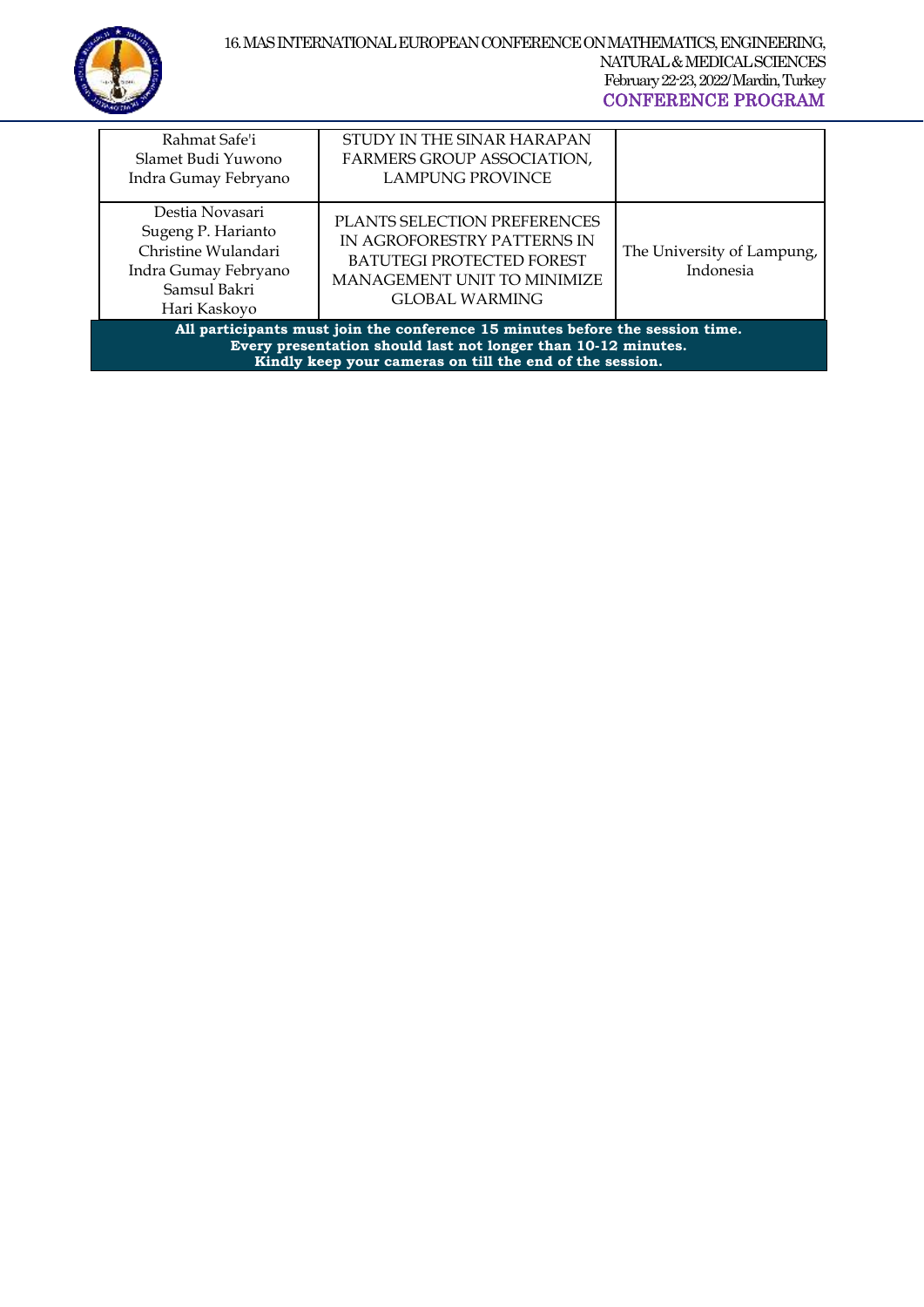| | | |
|---|---|---|
| Rahmat Safe'i<br>Slamet Budi Yuwono<br>Indra Gumay Febryano | STUDY IN THE SINAR HARAPAN FARMERS GROUP ASSOCIATION, LAMPUNG PROVINCE | |
| Destia Novasari<br>Sugeng P. Harianto<br>Christine Wulandari<br>Indra Gumay Febryano<br>Samsul Bakri<br>Hari Kaskoyo | PLANTS SELECTION PREFERENCES IN AGROFORESTRY PATTERNS IN BATUTEGI PROTECTED FOREST MANAGEMENT UNIT TO MINIMIZE GLOBAL WARMING | The University of Lampung, Indonesia |

**All participants must join the conference 15 minutes before the session time.**
**Every presentation should last not longer than 10-12 minutes.**
**Kindly keep your cameras on till the end of the session.**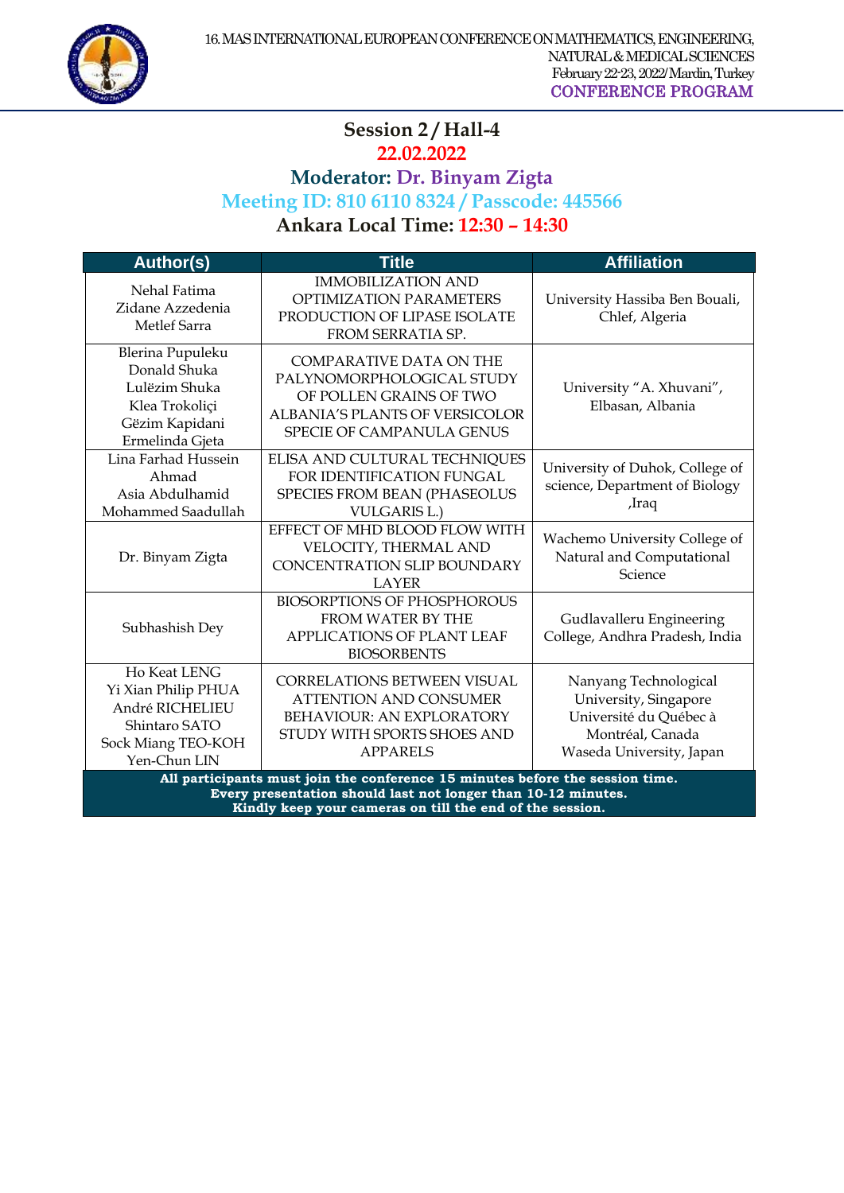## Session 2 / Hall-4

**22.02.2022**

**Moderator: Dr. Binyam Zigta**

**Meeting ID: 810 6110 8324 / Passcode: 445566**

**Ankara Local Time: 12:30 – 14:30**

| Author(s) | Title | Affiliation |
|---|---|---|
| Nehal Fatima<br>Zidane Azzedenia<br>Metlef Sarra | IMMOBILIZATION AND OPTIMIZATION PARAMETERS PRODUCTION OF LIPASE ISOLATE FROM SERRATIA SP. | University Hassiba Ben Bouali, Chlef, Algeria |
| Blerina Pupuleku<br>Donald Shuka<br>Lulëzim Shuka<br>Klea Trokoliçi<br>Gëzim Kapidani<br>Ermelinda Gjeta | COMPARATIVE DATA ON THE PALYNOMORPHOLOGICAL STUDY OF POLLEN GRAINS OF TWO ALBANIA'S PLANTS OF VERSICOLOR SPECIE OF CAMPANULA GENUS | University "A. Xhuvani", Elbasan, Albania |
| Lina Farhad Hussein Ahmad<br>Asia Abdulhamid Mohammed Saadullah | ELISA AND CULTURAL TECHNIQUES FOR IDENTIFICATION FUNGAL SPECIES FROM BEAN (PHASEOLUS VULGARIS L.) | University of Duhok, College of science, Department of Biology ,Iraq |
| Dr. Binyam Zigta | EFFECT OF MHD BLOOD FLOW WITH VELOCITY, THERMAL AND CONCENTRATION SLIP BOUNDARY LAYER | Wachemo University College of Natural and Computational Science |
| Subhashish Dey | BIOSORPTIONS OF PHOSPHOROUS FROM WATER BY THE APPLICATIONS OF PLANT LEAF BIOSORBENTS | Gudlavalleru Engineering College, Andhra Pradesh, India |
| Ho Keat LENG<br>Yi Xian Philip PHUA<br>André RICHELIEU<br>Shintaro SATO<br>Sock Miang TEO-KOH<br>Yen-Chun LIN | CORRELATIONS BETWEEN VISUAL ATTENTION AND CONSUMER BEHAVIOUR: AN EXPLORATORY STUDY WITH SPORTS SHOES AND APPARELS | Nanyang Technological University, Singapore<br>Université du Québec à Montréal, Canada<br>Waseda University, Japan |

**All participants must join the conference 15 minutes before the session time.**
**Every presentation should last not longer than 10-12 minutes.**
**Kindly keep your cameras on till the end of the session.**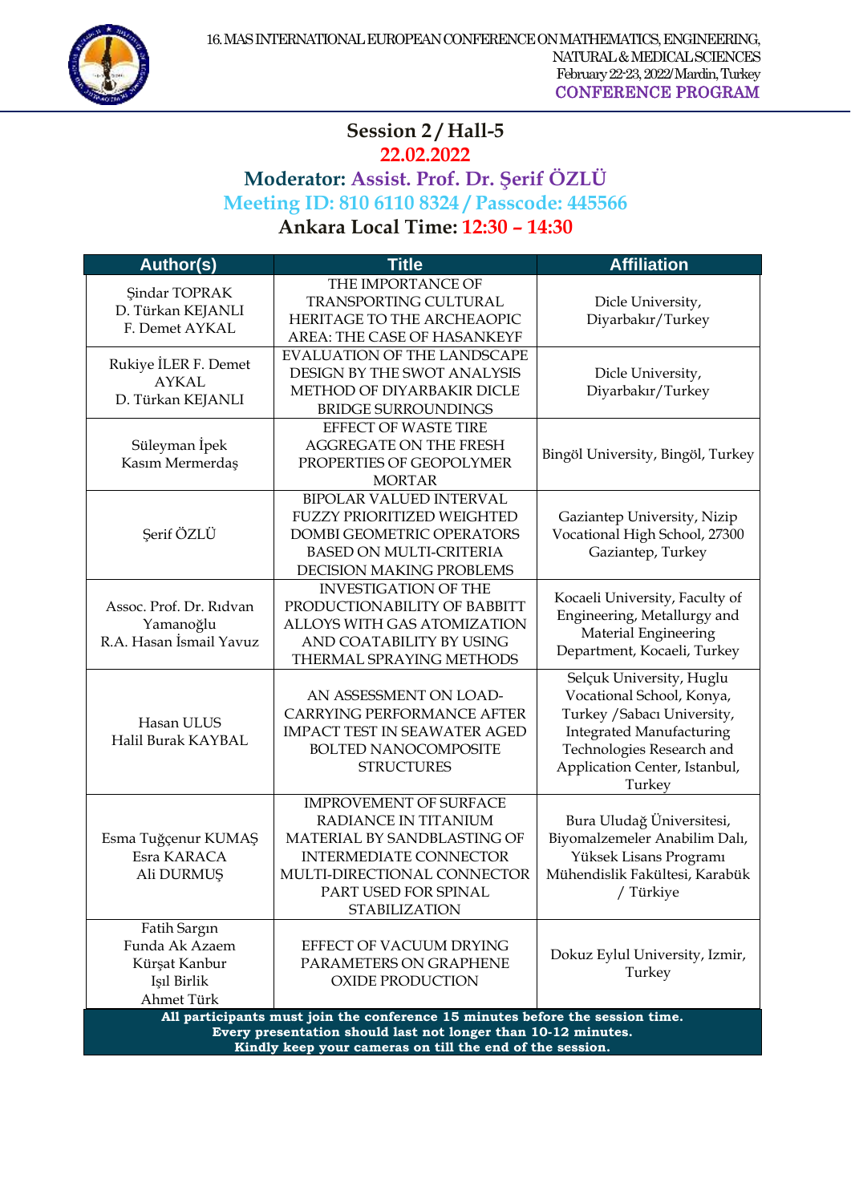## Session 2 / Hall-5

**22.02.2022**

**Moderator: Assist. Prof. Dr. Şerif ÖZLÜ**

**Meeting ID: 810 6110 8324 / Passcode: 445566**

**Ankara Local Time: 12:30 – 14:30**

| Author(s) | Title | Affiliation |
|---|---|---|
| Şindar TOPRAK<br>D. Türkan KEJANLI<br>F. Demet AYKAL | THE IMPORTANCE OF TRANSPORTING CULTURAL HERITAGE TO THE ARCHEAOPIC AREA: THE CASE OF HASANKEYF | Dicle University, Diyarbakır/Turkey |
| Rukiye İLER F. Demet AYKAL<br>D. Türkan KEJANLI | EVALUATION OF THE LANDSCAPE DESIGN BY THE SWOT ANALYSIS METHOD OF DIYARBAKIR DICLE BRIDGE SURROUNDINGS | Dicle University, Diyarbakır/Turkey |
| Süleyman İpek<br>Kasım Mermerdaş | EFFECT OF WASTE TIRE AGGREGATE ON THE FRESH PROPERTIES OF GEOPOLYMER MORTAR | Bingöl University, Bingöl, Turkey |
| Şerif ÖZLÜ | BIPOLAR VALUED INTERVAL FUZZY PRIORITIZED WEIGHTED DOMBI GEOMETRIC OPERATORS BASED ON MULTI-CRITERIA DECISION MAKING PROBLEMS | Gaziantep University, Nizip Vocational High School, 27300 Gaziantep, Turkey |
| Assoc. Prof. Dr. Rıdvan Yamanoğlu<br>R.A. Hasan İsmail Yavuz | INVESTIGATION OF THE PRODUCTIONABILITY OF BABBITT ALLOYS WITH GAS ATOMIZATION AND COATABILITY BY USING THERMAL SPRAYING METHODS | Kocaeli University, Faculty of Engineering, Metallurgy and Material Engineering Department, Kocaeli, Turkey |
| Hasan ULUS<br>Halil Burak KAYBAL | AN ASSESSMENT ON LOAD-CARRYING PERFORMANCE AFTER IMPACT TEST IN SEAWATER AGED BOLTED NANOCOMPOSITE STRUCTURES | Selçuk University, Huglu Vocational School, Konya, Turkey /Sabacı University, Integrated Manufacturing Technologies Research and Application Center, Istanbul, Turkey |
| Esma Tuğçenur KUMAŞ<br>Esra KARACA<br>Ali DURMUŞ | IMPROVEMENT OF SURFACE RADIANCE IN TITANIUM MATERIAL BY SANDBLASTING OF INTERMEDIATE CONNECTOR MULTI-DIRECTIONAL CONNECTOR PART USED FOR SPINAL STABILIZATION | Bura Uludağ Üniversitesi, Biyomalzemeler Anabilim Dalı, Yüksek Lisans Programı Mühendislik Fakültesi, Karabük / Türkiye |
| Fatih Sargın<br>Funda Ak Azaem<br>Kürşat Kanbur<br>Işıl Birlik<br>Ahmet Türk | EFFECT OF VACUUM DRYING PARAMETERS ON GRAPHENE OXIDE PRODUCTION | Dokuz Eylul University, Izmir, Turkey |

**All participants must join the conference 15 minutes before the session time.**
**Every presentation should last not longer than 10-12 minutes.**
**Kindly keep your cameras on till the end of the session.**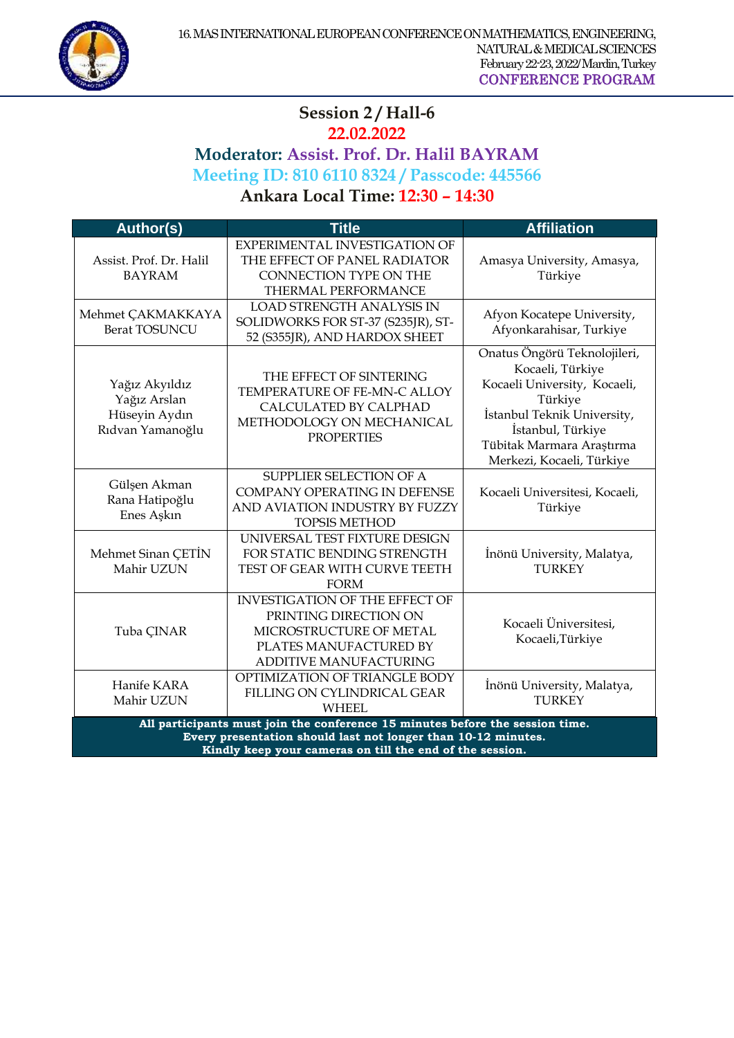## Session 2 / Hall-6

**22.02.2022**

**Moderator: Assist. Prof. Dr. Halil BAYRAM**

**Meeting ID: 810 6110 8324 / Passcode: 445566**

**Ankara Local Time: 12:30 – 14:30**

| Author(s) | Title | Affiliation |
|---|---|---|
| Assist. Prof. Dr. Halil BAYRAM | EXPERIMENTAL INVESTIGATION OF THE EFFECT OF PANEL RADIATOR CONNECTION TYPE ON THE THERMAL PERFORMANCE | Amasya University, Amasya, Türkiye |
| Mehmet ÇAKMAKKAYA<br>Berat TOSUNCU | LOAD STRENGTH ANALYSIS IN SOLIDWORKS FOR ST-37 (S235JR), ST-52 (S355JR), AND HARDOX SHEET | Afyon Kocatepe University, Afyonkarahisar, Turkiye |
| Yağız Akyıldız<br>Yağız Arslan<br>Hüseyin Aydın<br>Rıdvan Yamanoğlu | THE EFFECT OF SINTERING TEMPERATURE OF FE-MN-C ALLOY CALCULATED BY CALPHAD METHODOLOGY ON MECHANICAL PROPERTIES | Onatus Öngörü Teknolojileri, Kocaeli, Türkiye<br>Kocaeli University, Kocaeli, Türkiye<br>İstanbul Teknik University, İstanbul, Türkiye<br>Tübitak Marmara Araştırma Merkezi, Kocaeli, Türkiye |
| Gülşen Akman<br>Rana Hatipoğlu<br>Enes Aşkın | SUPPLIER SELECTION OF A COMPANY OPERATING IN DEFENSE AND AVIATION INDUSTRY BY FUZZY TOPSIS METHOD | Kocaeli Universitesi, Kocaeli, Türkiye |
| Mehmet Sinan ÇETİN<br>Mahir UZUN | UNIVERSAL TEST FIXTURE DESIGN FOR STATIC BENDING STRENGTH TEST OF GEAR WITH CURVE TEETH FORM | İnönü University, Malatya, TURKEY |
| Tuba ÇINAR | INVESTIGATION OF THE EFFECT OF PRINTING DIRECTION ON MICROSTRUCTURE OF METAL PLATES MANUFACTURED BY ADDITIVE MANUFACTURING | Kocaeli Üniversitesi, Kocaeli,Türkiye |
| Hanife KARA<br>Mahir UZUN | OPTIMIZATION OF TRIANGLE BODY FILLING ON CYLINDRICAL GEAR WHEEL | İnönü University, Malatya, TURKEY |

**All participants must join the conference 15 minutes before the session time.**
**Every presentation should last not longer than 10-12 minutes.**
**Kindly keep your cameras on till the end of the session.**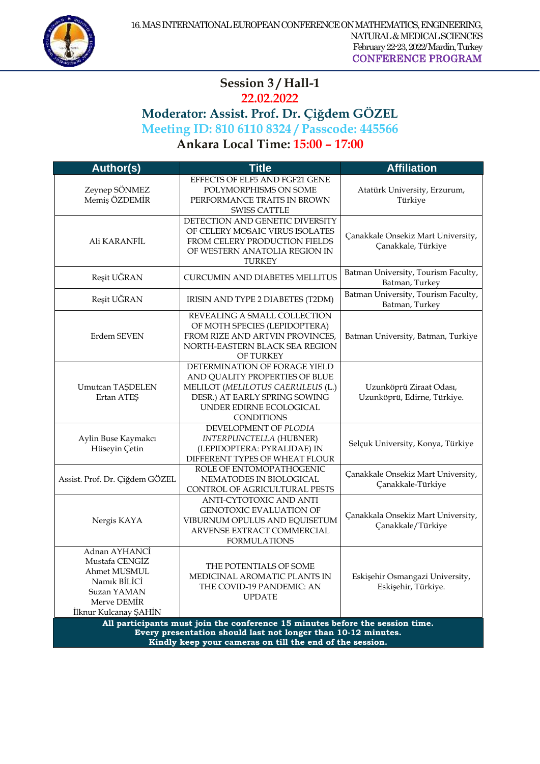## Session 3 / Hall-1

**22.02.2022**

**Moderator: Assist. Prof. Dr. Çiğdem GÖZEL**

**Meeting ID: 810 6110 8324 / Passcode: 445566**

**Ankara Local Time: 15:00 – 17:00**

| Author(s) | Title | Affiliation |
|---|---|---|
| Zeynep SÖNMEZ<br>Memiş ÖZDEMİR | EFFECTS OF ELF5 AND FGF21 GENE POLYMORPHISMS ON SOME PERFORMANCE TRAITS IN BROWN SWISS CATTLE | Atatürk University, Erzurum, Türkiye |
| Ali KARANFİL | DETECTION AND GENETIC DIVERSITY OF CELERY MOSAIC VIRUS ISOLATES FROM CELERY PRODUCTION FIELDS OF WESTERN ANATOLIA REGION IN TURKEY | Çanakkale Onsekiz Mart University, Çanakkale, Türkiye |
| Reşit UĞRAN | CURCUMIN AND DIABETES MELLITUS | Batman University, Tourism Faculty, Batman, Turkey |
| Reşit UĞRAN | IRISIN AND TYPE 2 DIABETES (T2DM) | Batman University, Tourism Faculty, Batman, Turkey |
| Erdem SEVEN | REVEALING A SMALL COLLECTION OF MOTH SPECIES (LEPIDOPTERA) FROM RIZE AND ARTVIN PROVINCES, NORTH-EASTERN BLACK SEA REGION OF TURKEY | Batman University, Batman, Turkiye |
| Umutcan TAŞDELEN<br>Ertan ATEŞ | DETERMINATION OF FORAGE YIELD AND QUALITY PROPERTIES OF BLUE MELILOT (*MELILOTUS CAERULEUS* (L.) DESR.) AT EARLY SPRING SOWING UNDER EDIRNE ECOLOGICAL CONDITIONS | Uzunköprü Ziraat Odası, Uzunköprü, Edirne, Türkiye. |
| Aylin Buse Kaymakcı<br>Hüseyin Çetin | DEVELOPMENT OF *PLODIA INTERPUNCTELLA* (HUBNER) (LEPIDOPTERA: PYRALIDAE) IN DIFFERENT TYPES OF WHEAT FLOUR | Selçuk University, Konya, Türkiye |
| Assist. Prof. Dr. Çiğdem GÖZEL | ROLE OF ENTOMOPATHOGENIC NEMATODES IN BIOLOGICAL CONTROL OF AGRICULTURAL PESTS | Çanakkale Onsekiz Mart University, Çanakkale-Türkiye |
| Nergis KAYA | ANTI-CYTOTOXIC AND ANTI GENOTOXIC EVALUATION OF VIBURNUM OPULUS AND EQUISETUM ARVENSE EXTRACT COMMERCIAL FORMULATIONS | Çanakkala Onsekiz Mart University, Çanakkale/Türkiye |
| Adnan AYHANCİ<br>Mustafa CENGİZ<br>Ahmet MUSMUL<br>Namık BİLİCİ<br>Suzan YAMAN<br>Merve DEMİR<br>İlknur Kulcanay ŞAHİN | THE POTENTIALS OF SOME MEDICINAL AROMATIC PLANTS IN THE COVID-19 PANDEMIC: AN UPDATE | Eskişehir Osmangazi University, Eskişehir, Türkiye. |

**All participants must join the conference 15 minutes before the session time.**
**Every presentation should last not longer than 10-12 minutes.**
**Kindly keep your cameras on till the end of the session.**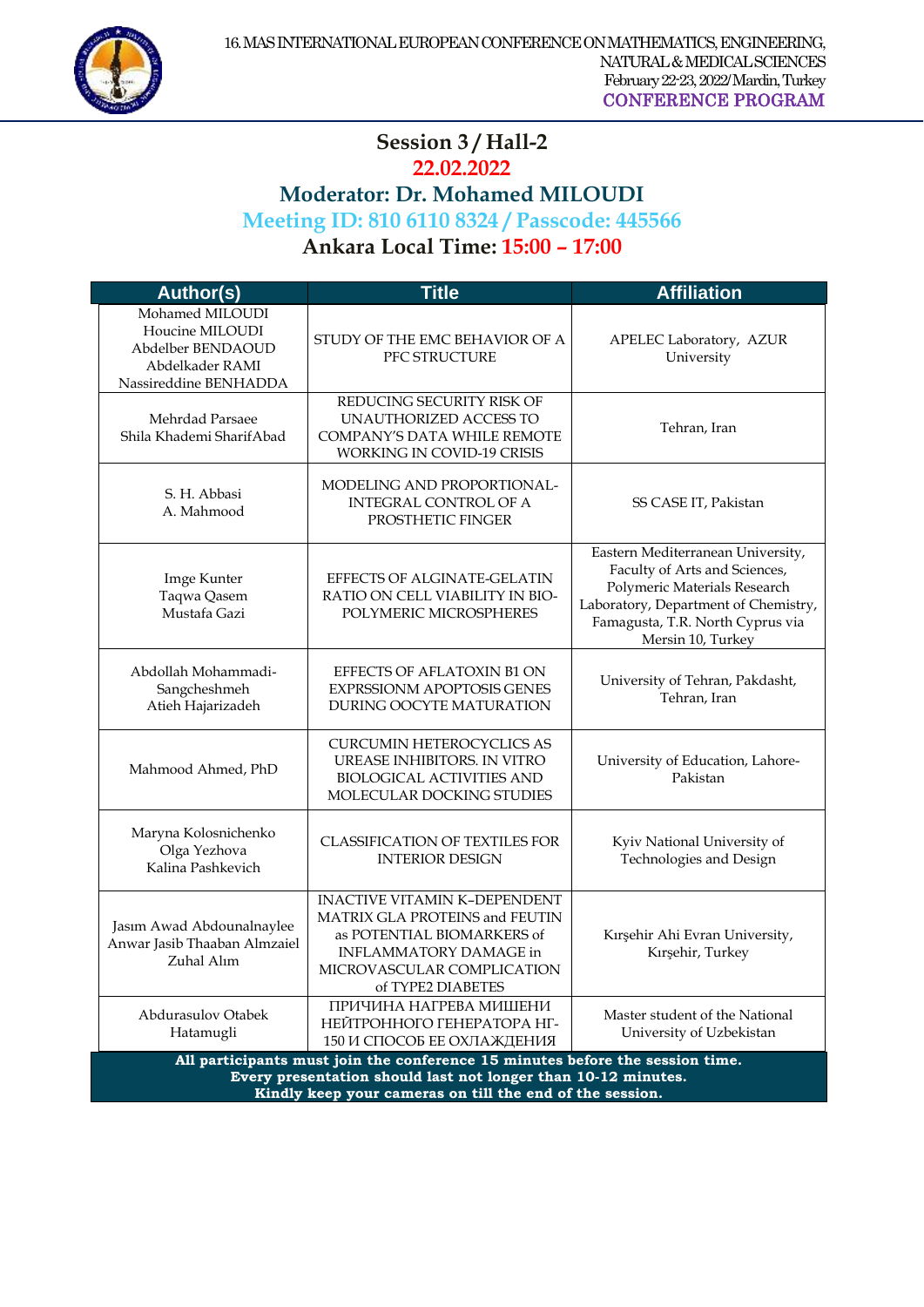## Session 3 / Hall-2

**22.02.2022**

**Moderator: Dr. Mohamed MILOUDI**

**Meeting ID: 810 6110 8324 / Passcode: 445566**

**Ankara Local Time: 15:00 – 17:00**

| Author(s) | Title | Affiliation |
|---|---|---|
| Mohamed MILOUDI<br>Houcine MILOUDI<br>Abdelber BENDAOUD<br>Abdelkader RAMI<br>Nassireddine BENHADDA | STUDY OF THE EMC BEHAVIOR OF A PFC STRUCTURE | APELEC Laboratory, AZUR University |
| Mehrdad Parsaee<br>Shila Khademi SharifAbad | REDUCING SECURITY RISK OF UNAUTHORIZED ACCESS TO COMPANY'S DATA WHILE REMOTE WORKING IN COVID-19 CRISIS | Tehran, Iran |
| S. H. Abbasi<br>A. Mahmood | MODELING AND PROPORTIONAL-INTEGRAL CONTROL OF A PROSTHETIC FINGER | SS CASE IT, Pakistan |
| Imge Kunter<br>Taqwa Qasem<br>Mustafa Gazi | EFFECTS OF ALGINATE-GELATIN RATIO ON CELL VIABILITY IN BIO-POLYMERIC MICROSPHERES | Eastern Mediterranean University, Faculty of Arts and Sciences, Polymeric Materials Research Laboratory, Department of Chemistry, Famagusta, T.R. North Cyprus via Mersin 10, Turkey |
| Abdollah Mohammadi-Sangcheshmeh<br>Atieh Hajarizadeh | EFFECTS OF AFLATOXIN B1 ON EXPRSSIONM APOPTOSIS GENES DURING OOCYTE MATURATION | University of Tehran, Pakdasht, Tehran, Iran |
| Mahmood Ahmed, PhD | CURCUMIN HETEROCYCLICS AS UREASE INHIBITORS. IN VITRO BIOLOGICAL ACTIVITIES AND MOLECULAR DOCKING STUDIES | University of Education, Lahore-Pakistan |
| Maryna Kolosnichenko<br>Olga Yezhova<br>Kalina Pashkevich | CLASSIFICATION OF TEXTILES FOR INTERIOR DESIGN | Kyiv National University of Technologies and Design |
| Jasım Awad Abdounalnaylee<br>Anwar Jasib Thaaban Almzaiel<br>Zuhal Alım | INACTIVE VITAMIN K–DEPENDENT MATRIX GLA PROTEINS and FEUTIN as POTENTIAL BIOMARKERS of INFLAMMATORY DAMAGE in MICROVASCULAR COMPLICATION of TYPE2 DIABETES | Kırşehir Ahi Evran University, Kırşehir, Turkey |
| Abdurasulov Otabek Hatamugli | ПРИЧИНА НАГРЕВА МИШЕНИ НЕЙТРОННОГО ГЕНЕРАТОРА НГ-150 И СПОСОБ ЕЕ ОХЛАЖДЕНИЯ | Master student of the National University of Uzbekistan |

**All participants must join the conference 15 minutes before the session time.**
**Every presentation should last not longer than 10-12 minutes.**
**Kindly keep your cameras on till the end of the session.**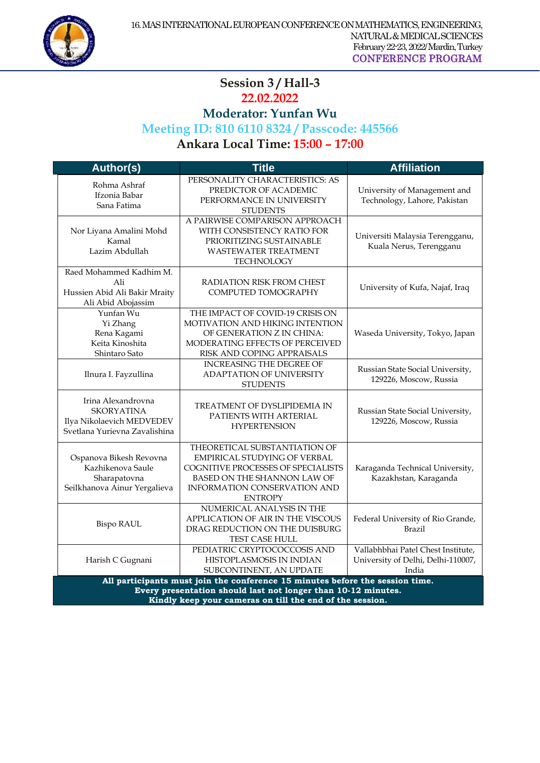## Session 3 / Hall-3

**22.02.2022**

**Moderator: Yunfan Wu**

**Meeting ID: 810 6110 8324 / Passcode: 445566**

**Ankara Local Time: 15:00 – 17:00**

| Author(s) | Title | Affiliation |
|---|---|---|
| Rohma Ashraf<br>Ifzonia Babar<br>Sana Fatima | PERSONALITY CHARACTERISTICS: AS PREDICTOR OF ACADEMIC PERFORMANCE IN UNIVERSITY STUDENTS | University of Management and Technology, Lahore, Pakistan |
| Nor Liyana Amalini Mohd Kamal<br>Lazim Abdullah | A PAIRWISE COMPARISON APPROACH WITH CONSISTENCY RATIO FOR PRIORITIZING SUSTAINABLE WASTEWATER TREATMENT TECHNOLOGY | Universiti Malaysia Terengganu, Kuala Nerus, Terengganu |
| Raed Mohammed Kadhim M. Ali<br>Hussien Abid Ali Bakir Mraity<br>Ali Abid Abojassim | RADIATION RISK FROM CHEST COMPUTED TOMOGRAPHY | University of Kufa, Najaf, Iraq |
| Yunfan Wu<br>Yi Zhang<br>Rena Kagami<br>Keita Kinoshita<br>Shintaro Sato | THE IMPACT OF COVID-19 CRISIS ON MOTIVATION AND HIKING INTENTION OF GENERATION Z IN CHINA: MODERATING EFFECTS OF PERCEIVED RISK AND COPING APPRAISALS | Waseda University, Tokyo, Japan |
| Ilnura I. Fayzullina | INCREASING THE DEGREE OF ADAPTATION OF UNIVERSITY STUDENTS | Russian State Social University, 129226, Moscow, Russia |
| Irina Alexandrovna SKORYATINA<br>Ilya Nikolaevich MEDVEDEV<br>Svetlana Yurievna Zavalishina | TREATMENT OF DYSLIPIDEMIA IN PATIENTS WITH ARTERIAL HYPERTENSION | Russian State Social University, 129226, Moscow, Russia |
| Ospanova Bikesh Revovna<br>Kazhikenova Saule Sharapatovna<br>Seilkhanova Ainur Yergalieva | THEORETICAL SUBSTANTIATION OF EMPIRICAL STUDYING OF VERBAL COGNITIVE PROCESSES OF SPECIALISTS BASED ON THE SHANNON LAW OF INFORMATION CONSERVATION AND ENTROPY | Karaganda Technical University, Kazakhstan, Karaganda |
| Bispo RAUL | NUMERICAL ANALYSIS IN THE APPLICATION OF AIR IN THE VISCOUS DRAG REDUCTION ON THE DUISBURG TEST CASE HULL | Federal University of Rio Grande, Brazil |
| Harish C Gugnani | PEDIATRIC CRYPTOCOCCOSIS AND HISTOPLASMOSIS IN INDIAN SUBCONTINENT, AN UPDATE | Vallabhbhai Patel Chest Institute, University of Delhi, Delhi-110007, India |

**All participants must join the conference 15 minutes before the session time.**
**Every presentation should last not longer than 10-12 minutes.**
**Kindly keep your cameras on till the end of the session.**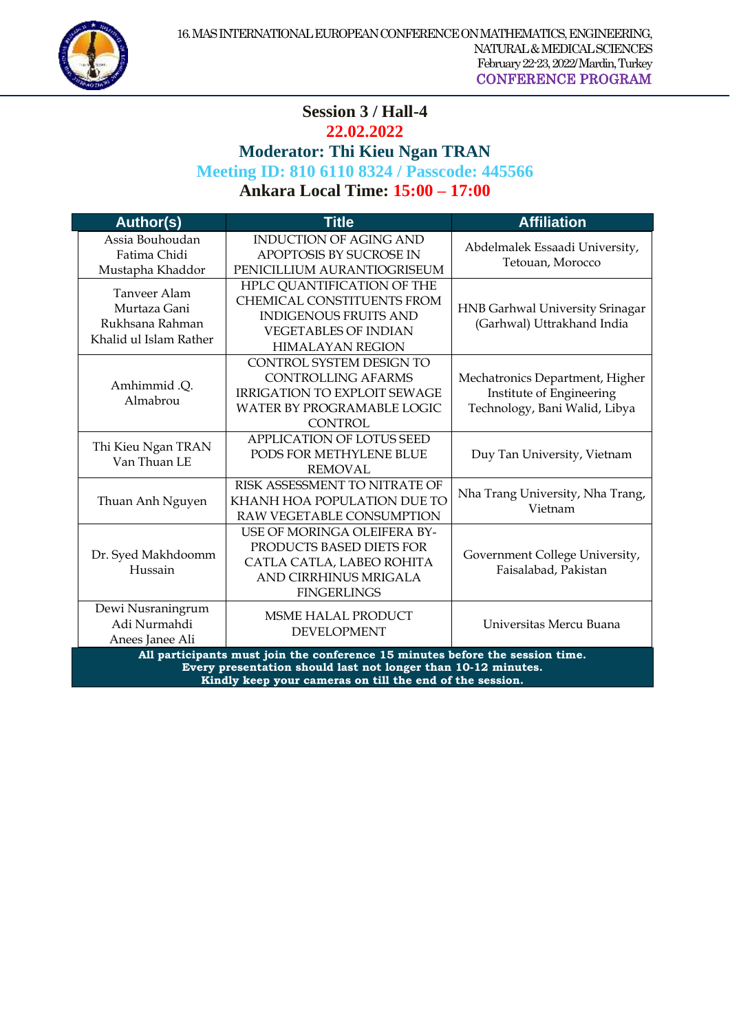## Session 3 / Hall-4

**22.02.2022**

**Moderator: Thi Kieu Ngan TRAN**

**Meeting ID: 810 6110 8324 / Passcode: 445566**

**Ankara Local Time: 15:00 – 17:00**

| Author(s) | Title | Affiliation |
|---|---|---|
| Assia Bouhoudan<br>Fatima Chidi<br>Mustapha Khaddor | INDUCTION OF AGING AND APOPTOSIS BY SUCROSE IN PENICILLIUM AURANTIOGRISEUM | Abdelmalek Essaadi University, Tetouan, Morocco |
| Tanveer Alam<br>Murtaza Gani<br>Rukhsana Rahman<br>Khalid ul Islam Rather | HPLC QUANTIFICATION OF THE CHEMICAL CONSTITUENTS FROM INDIGENOUS FRUITS AND VEGETABLES OF INDIAN HIMALAYAN REGION | HNB Garhwal University Srinagar (Garhwal) Uttrakhand India |
| Amhimmid .Q. Almabrou | CONTROL SYSTEM DESIGN TO CONTROLLING AFARMS IRRIGATION TO EXPLOIT SEWAGE WATER BY PROGRAMABLE LOGIC CONTROL | Mechatronics Department, Higher Institute of Engineering Technology, Bani Walid, Libya |
| Thi Kieu Ngan TRAN<br>Van Thuan LE | APPLICATION OF LOTUS SEED PODS FOR METHYLENE BLUE REMOVAL | Duy Tan University, Vietnam |
| Thuan Anh Nguyen | RISK ASSESSMENT TO NITRATE OF KHANH HOA POPULATION DUE TO RAW VEGETABLE CONSUMPTION | Nha Trang University, Nha Trang, Vietnam |
| Dr. Syed Makhdoomm Hussain | USE OF MORINGA OLEIFERA BY-PRODUCTS BASED DIETS FOR CATLA CATLA, LABEO ROHITA AND CIRRHINUS MRIGALA FINGERLINGS | Government College University, Faisalabad, Pakistan |
| Dewi Nusraningrum<br>Adi Nurmahdi<br>Anees Janee Ali | MSME HALAL PRODUCT DEVELOPMENT | Universitas Mercu Buana |

**All participants must join the conference 15 minutes before the session time.**
**Every presentation should last not longer than 10-12 minutes.**
**Kindly keep your cameras on till the end of the session.**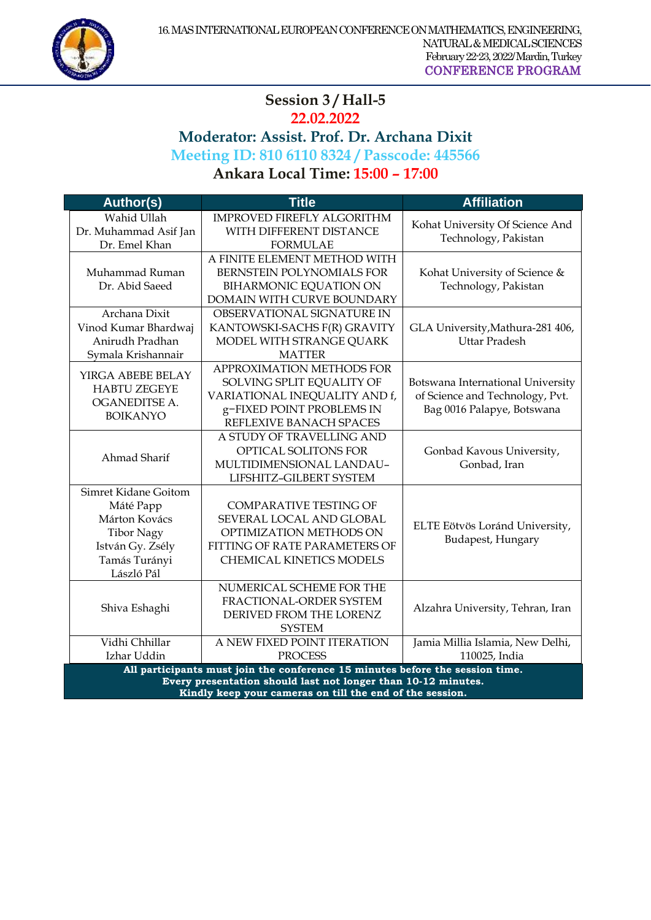## Session 3 / Hall-5

**22.02.2022**

**Moderator: Assist. Prof. Dr. Archana Dixit**

**Meeting ID: 810 6110 8324 / Passcode: 445566**

**Ankara Local Time: 15:00 – 17:00**

| Author(s) | Title | Affiliation |
|---|---|---|
| Wahid Ullah<br>Dr. Muhammad Asif Jan<br>Dr. Emel Khan | IMPROVED FIREFLY ALGORITHM WITH DIFFERENT DISTANCE FORMULAE | Kohat University Of Science And Technology, Pakistan |
| Muhammad Ruman<br>Dr. Abid Saeed | A FINITE ELEMENT METHOD WITH BERNSTEIN POLYNOMIALS FOR BIHARMONIC EQUATION ON DOMAIN WITH CURVE BOUNDARY | Kohat University of Science & Technology, Pakistan |
| Archana Dixit<br>Vinod Kumar Bhardwaj<br>Anirudh Pradhan<br>Symala Krishannair | OBSERVATIONAL SIGNATURE IN KANTOWSKI-SACHS F(R) GRAVITY MODEL WITH STRANGE QUARK MATTER | GLA University,Mathura-281 406, Uttar Pradesh |
| YIRGA ABEBE BELAY<br>HABTU ZEGEYE<br>OGANEDITSE A. BOIKANYO | APPROXIMATION METHODS FOR SOLVING SPLIT EQUALITY OF VARIATIONAL INEQUALITY AND f, g−FIXED POINT PROBLEMS IN REFLEXIVE BANACH SPACES | Botswana International University of Science and Technology, Pvt. Bag 0016 Palapye, Botswana |
| Ahmad Sharif | A STUDY OF TRAVELLING AND OPTICAL SOLITONS FOR MULTIDIMENSIONAL LANDAU–LIFSHITZ–GILBERT SYSTEM | Gonbad Kavous University, Gonbad, Iran |
| Simret Kidane Goitom<br>Máté Papp<br>Márton Kovács<br>Tibor Nagy<br>István Gy. Zsély<br>Tamás Turányi<br>László Pál | COMPARATIVE TESTING OF SEVERAL LOCAL AND GLOBAL OPTIMIZATION METHODS ON FITTING OF RATE PARAMETERS OF CHEMICAL KINETICS MODELS | ELTE Eötvös Loránd University, Budapest, Hungary |
| Shiva Eshaghi | NUMERICAL SCHEME FOR THE FRACTIONAL-ORDER SYSTEM DERIVED FROM THE LORENZ SYSTEM | Alzahra University, Tehran, Iran |
| Vidhi Chhillar<br>Izhar Uddin | A NEW FIXED POINT ITERATION PROCESS | Jamia Millia Islamia, New Delhi, 110025, India |

**All participants must join the conference 15 minutes before the session time.**
**Every presentation should last not longer than 10-12 minutes.**
**Kindly keep your cameras on till the end of the session.**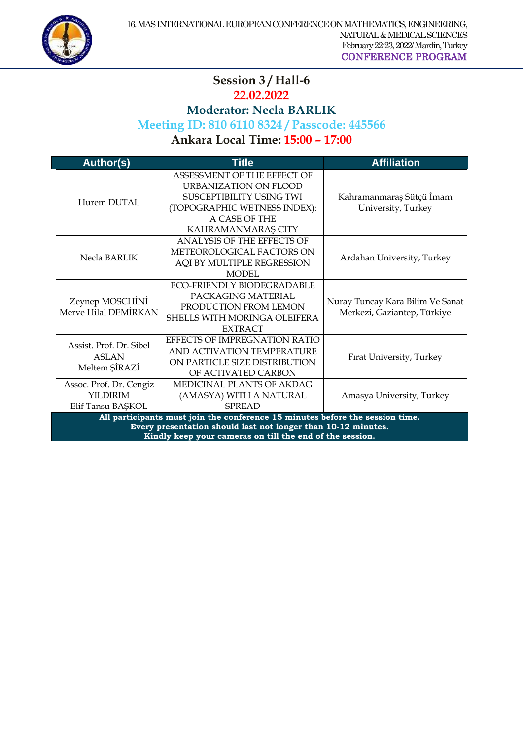## Session 3 / Hall-6

**22.02.2022**

**Moderator: Necla BARLIK**

**Meeting ID: 810 6110 8324 / Passcode: 445566**

**Ankara Local Time: 15:00 – 17:00**

| Author(s) | Title | Affiliation |
|---|---|---|
| Hurem DUTAL | ASSESSMENT OF THE EFFECT OF URBANIZATION ON FLOOD SUSCEPTIBILITY USING TWI (TOPOGRAPHIC WETNESS INDEX): A CASE OF THE KAHRAMANMARAŞ CITY | Kahramanmaraş Sütçü İmam University, Turkey |
| Necla BARLIK | ANALYSIS OF THE EFFECTS OF METEOROLOGICAL FACTORS ON AQI BY MULTIPLE REGRESSION MODEL | Ardahan University, Turkey |
| Zeynep MOSCHİNİ<br>Merve Hilal DEMİRKAN | ECO-FRIENDLY BIODEGRADABLE PACKAGING MATERIAL PRODUCTION FROM LEMON SHELLS WITH MORINGA OLEIFERA EXTRACT | Nuray Tuncay Kara Bilim Ve Sanat Merkezi, Gaziantep, Türkiye |
| Assist. Prof. Dr. Sibel ASLAN<br>Meltem ŞİRAZİ | EFFECTS OF IMPREGNATION RATIO AND ACTIVATION TEMPERATURE ON PARTICLE SIZE DISTRIBUTION OF ACTIVATED CARBON | Fırat University, Turkey |
| Assoc. Prof. Dr. Cengiz YILDIRIM<br>Elif Tansu BAŞKOL | MEDICINAL PLANTS OF AKDAG (AMASYA) WITH A NATURAL SPREAD | Amasya University, Turkey |

**All participants must join the conference 15 minutes before the session time.**
**Every presentation should last not longer than 10-12 minutes.**
**Kindly keep your cameras on till the end of the session.**